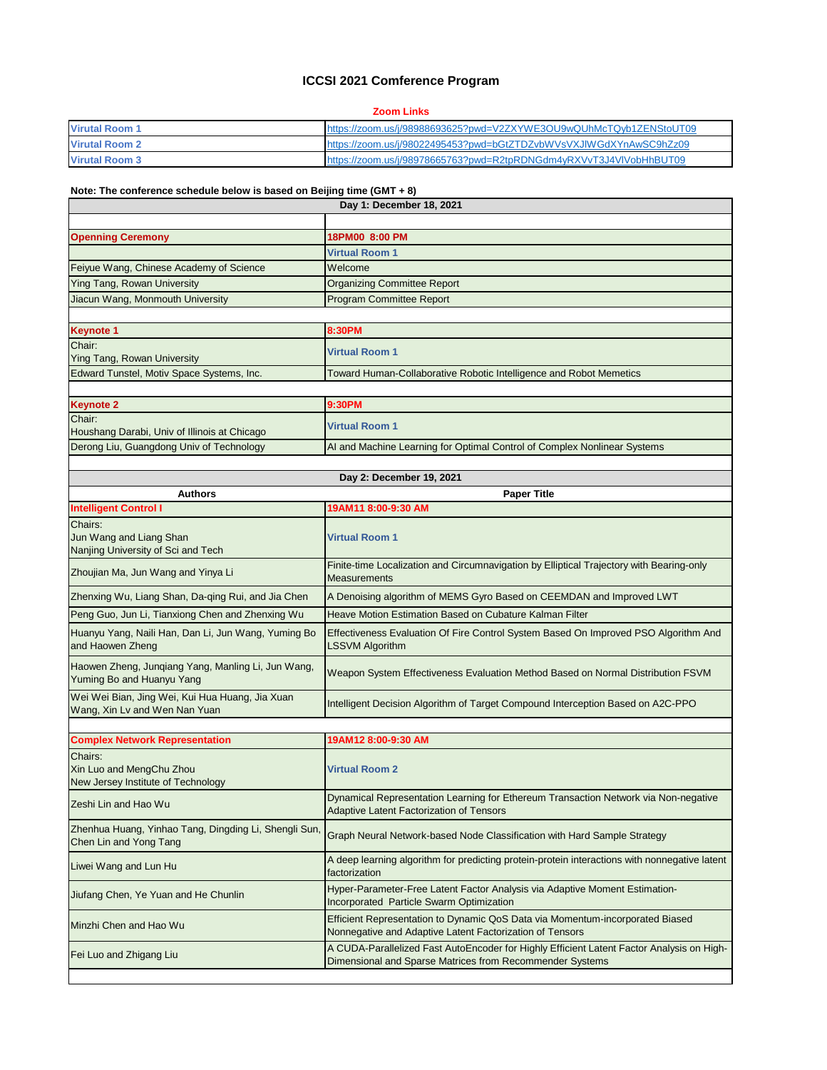# ICCSI 2021 Comference Program

**Zoom Links**

| Virutal Room 1 | https://zoom.us/j/98988693625?pwd=V2ZXYWE3OU9wQUhMcTQyb1ZENStoUT09 |
|---|---|
| Virutal Room 2 | https://zoom.us/j/98022495453?pwd=bGtZTDZvbWVsVXJlWGdXYnAwSC9hZz09 |
| Virutal Room 3 | https://zoom.us/j/98978665763?pwd=R2tpRDNGdm4yRXVvT3J4VlVobHhBUT09 |

**Note: The conference schedule below is based on Beijing time (GMT + 8)**

| Day 1: December 18, 2021 | |
|---|---|
| | |
| **Openning Ceremony** | **18PM00 8:00 PM** |
| | **Virtual Room 1** |
| Feiyue Wang, Chinese Academy of Science | Welcome |
| Ying Tang, Rowan University | Organizing Committee Report |
| Jiacun Wang, Monmouth University | Program Committee Report |
| | |
| **Keynote 1** | **8:30PM** |
| Chair:<br>Ying Tang, Rowan University | **Virtual Room 1** |
| Edward Tunstel, Motiv Space Systems, Inc. | Toward Human-Collaborative Robotic Intelligence and Robot Memetics |
| | |
| **Keynote 2** | **9:30PM** |
| Chair:<br>Houshang Darabi, Univ of Illinois at Chicago | **Virtual Room 1** |
| Derong Liu, Guangdong Univ of Technology | AI and Machine Learning for Optimal Control of Complex Nonlinear Systems |
| | |
| **Day 2: December 19, 2021** | |
| **Authors** | **Paper Title** |
| **Intelligent Control I** | **19AM11 8:00-9:30 AM** |
| Chairs:<br>Jun Wang and Liang Shan<br>Nanjing University of Sci and Tech | **Virtual Room 1** |
| Zhoujian Ma, Jun Wang and Yinya Li | Finite-time Localization and Circumnavigation by Elliptical Trajectory with Bearing-only Measurements |
| Zhenxing Wu, Liang Shan, Da-qing Rui, and Jia Chen | A Denoising algorithm of MEMS Gyro Based on CEEMDAN and Improved LWT |
| Peng Guo, Jun Li, Tianxiong Chen and Zhenxing Wu | Heave Motion Estimation Based on Cubature Kalman Filter |
| Huanyu Yang, Naili Han, Dan Li, Jun Wang, Yuming Bo and Haowen Zheng | Effectiveness Evaluation Of Fire Control System Based On Improved PSO Algorithm And LSSVM Algorithm |
| Haowen Zheng, Junqiang Yang, Manling Li, Jun Wang, Yuming Bo and Huanyu Yang | Weapon System Effectiveness Evaluation Method Based on Normal Distribution FSVM |
| Wei Wei Bian, Jing Wei, Kui Hua Huang, Jia Xuan Wang, Xin Lv and Wen Nan Yuan | Intelligent Decision Algorithm of Target Compound Interception Based on A2C-PPO |
| | |
| **Complex Network Representation** | **19AM12 8:00-9:30 AM** |
| Chairs:<br>Xin Luo and MengChu Zhou<br>New Jersey Institute of Technology | **Virtual Room 2** |
| Zeshi Lin and Hao Wu | Dynamical Representation Learning for Ethereum Transaction Network via Non-negative Adaptive Latent Factorization of Tensors |
| Zhenhua Huang, Yinhao Tang, Dingding Li, Shengli Sun, Chen Lin and Yong Tang | Graph Neural Network-based Node Classification with Hard Sample Strategy |
| Liwei Wang and Lun Hu | A deep learning algorithm for predicting protein-protein interactions with nonnegative latent factorization |
| Jiufang Chen, Ye Yuan and He Chunlin | Hyper-Parameter-Free Latent Factor Analysis via Adaptive Moment Estimation-Incorporated Particle Swarm Optimization |
| Minzhi Chen and Hao Wu | Efficient Representation to Dynamic QoS Data via Momentum-incorporated Biased Nonnegative and Adaptive Latent Factorization of Tensors |
| Fei Luo and Zhigang Liu | A CUDA-Parallelized Fast AutoEncoder for Highly Efficient Latent Factor Analysis on High-Dimensional and Sparse Matrices from Recommender Systems |
| | |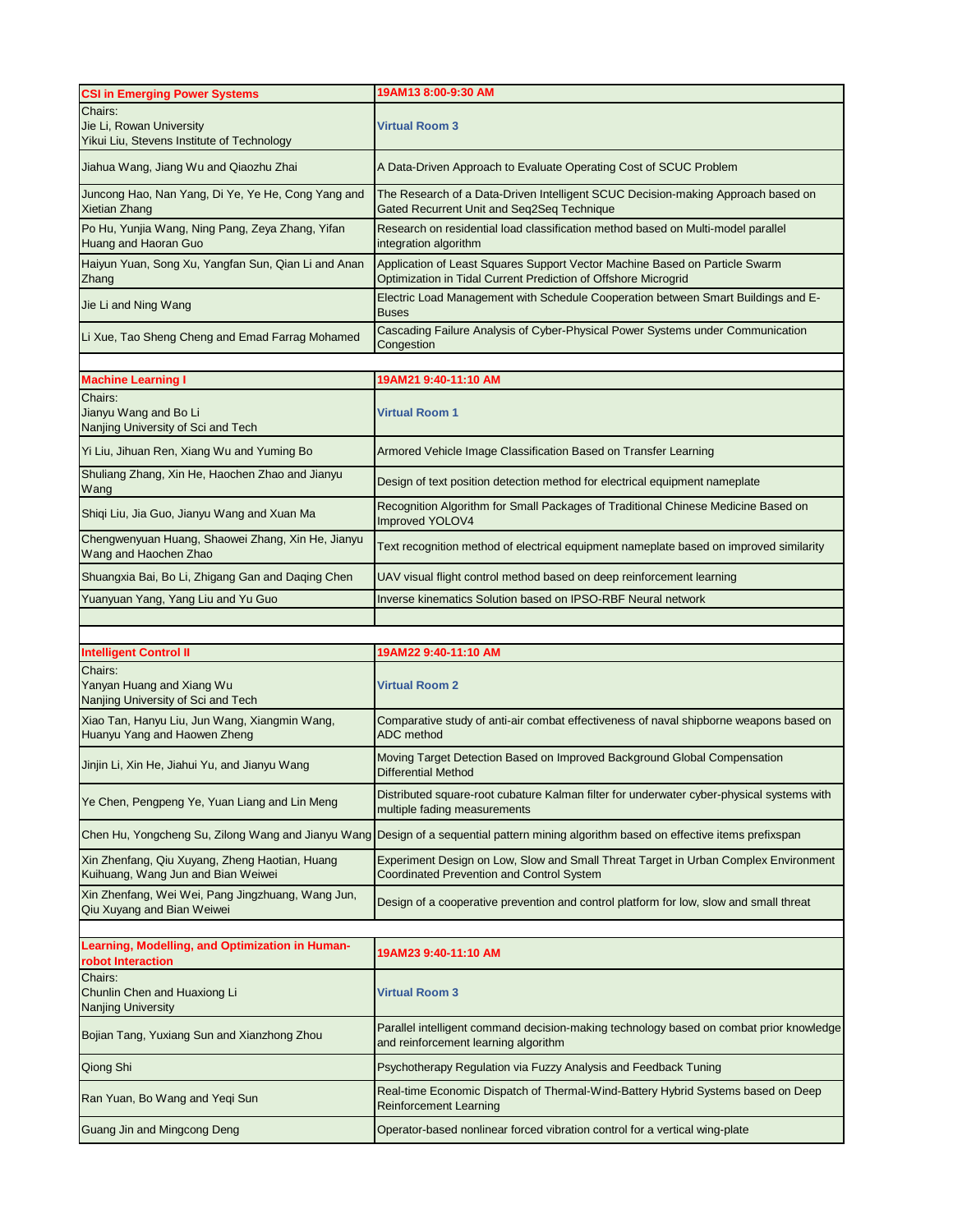| CSI in Emerging Power Systems | 19AM13 8:00-9:30 AM |
|---|---|
| Chairs:<br>Jie Li, Rowan University<br>Yikui Liu, Stevens Institute of Technology | Virtual Room 3 |
| Jiahua Wang, Jiang Wu and Qiaozhu Zhai | A Data-Driven Approach to Evaluate Operating Cost of SCUC Problem |
| Juncong Hao, Nan Yang, Di Ye, Ye He, Cong Yang and Xietian Zhang | The Research of a Data-Driven Intelligent SCUC Decision-making Approach based on Gated Recurrent Unit and Seq2Seq Technique |
| Po Hu, Yunjia Wang, Ning Pang, Zeya Zhang, Yifan Huang and Haoran Guo | Research on residential load classification method based on Multi-model parallel integration algorithm |
| Haiyun Yuan, Song Xu, Yangfan Sun, Qian Li and Anan Zhang | Application of Least Squares Support Vector Machine Based on Particle Swarm Optimization in Tidal Current Prediction of Offshore Microgrid |
| Jie Li and Ning Wang | Electric Load Management with Schedule Cooperation between Smart Buildings and E-Buses |
| Li Xue, Tao Sheng Cheng and Emad Farrag Mohamed | Cascading Failure Analysis of Cyber-Physical Power Systems under Communication Congestion |

| Machine Learning I | 19AM21 9:40-11:10 AM |
|---|---|
| Chairs:<br>Jianyu Wang and Bo Li<br>Nanjing University of Sci and Tech | Virtual Room 1 |
| Yi Liu, Jihuan Ren, Xiang Wu and Yuming Bo | Armored Vehicle Image Classification Based on Transfer Learning |
| Shuliang Zhang, Xin He, Haochen Zhao and Jianyu Wang | Design of text position detection method for electrical equipment nameplate |
| Shiqi Liu, Jia Guo, Jianyu Wang and Xuan Ma | Recognition Algorithm for Small Packages of Traditional Chinese Medicine Based on Improved YOLOV4 |
| Chengwenyuan Huang, Shaowei Zhang, Xin He, Jianyu Wang and Haochen Zhao | Text recognition method of electrical equipment nameplate based on improved similarity |
| Shuangxia Bai, Bo Li, Zhigang Gan and Daqing Chen | UAV visual flight control method based on deep reinforcement learning |
| Yuanyuan Yang, Yang Liu and Yu Guo | Inverse kinematics Solution based on IPSO-RBF Neural network |

| Intelligent Control II | 19AM22 9:40-11:10 AM |
|---|---|
| Chairs:<br>Yanyan Huang and Xiang Wu<br>Nanjing University of Sci and Tech | Virtual Room 2 |
| Xiao Tan, Hanyu Liu, Jun Wang, Xiangmin Wang, Huanyu Yang and Haowen Zheng | Comparative study of anti-air combat effectiveness of naval shipborne weapons based on ADC method |
| Jinjin Li, Xin He, Jiahui Yu, and Jianyu Wang | Moving Target Detection Based on Improved Background Global Compensation Differential Method |
| Ye Chen, Pengpeng Ye, Yuan Liang and Lin Meng | Distributed square-root cubature Kalman filter for underwater cyber-physical systems with multiple fading measurements |
| Chen Hu, Yongcheng Su, Zilong Wang and Jianyu Wang | Design of a sequential pattern mining algorithm based on effective items prefixspan |
| Xin Zhenfang, Qiu Xuyang, Zheng Haotian, Huang Kuihuang, Wang Jun and Bian Weiwei | Experiment Design on Low, Slow and Small Threat Target in Urban Complex Environment Coordinated Prevention and Control System |
| Xin Zhenfang, Wei Wei, Pang Jingzhuang, Wang Jun, Qiu Xuyang and Bian Weiwei | Design of a cooperative prevention and control platform for low, slow and small threat |

| Learning, Modelling, and Optimization in Human-robot Interaction | 19AM23 9:40-11:10 AM |
|---|---|
| Chairs:<br>Chunlin Chen and Huaxiong Li<br>Nanjing University | Virtual Room 3 |
| Bojian Tang, Yuxiang Sun and Xianzhong Zhou | Parallel intelligent command decision-making technology based on combat prior knowledge and reinforcement learning algorithm |
| Qiong Shi | Psychotherapy Regulation via Fuzzy Analysis and Feedback Tuning |
| Ran Yuan, Bo Wang and Yeqi Sun | Real-time Economic Dispatch of Thermal-Wind-Battery Hybrid Systems based on Deep Reinforcement Learning |
| Guang Jin and Mingcong Deng | Operator-based nonlinear forced vibration control for a vertical wing-plate |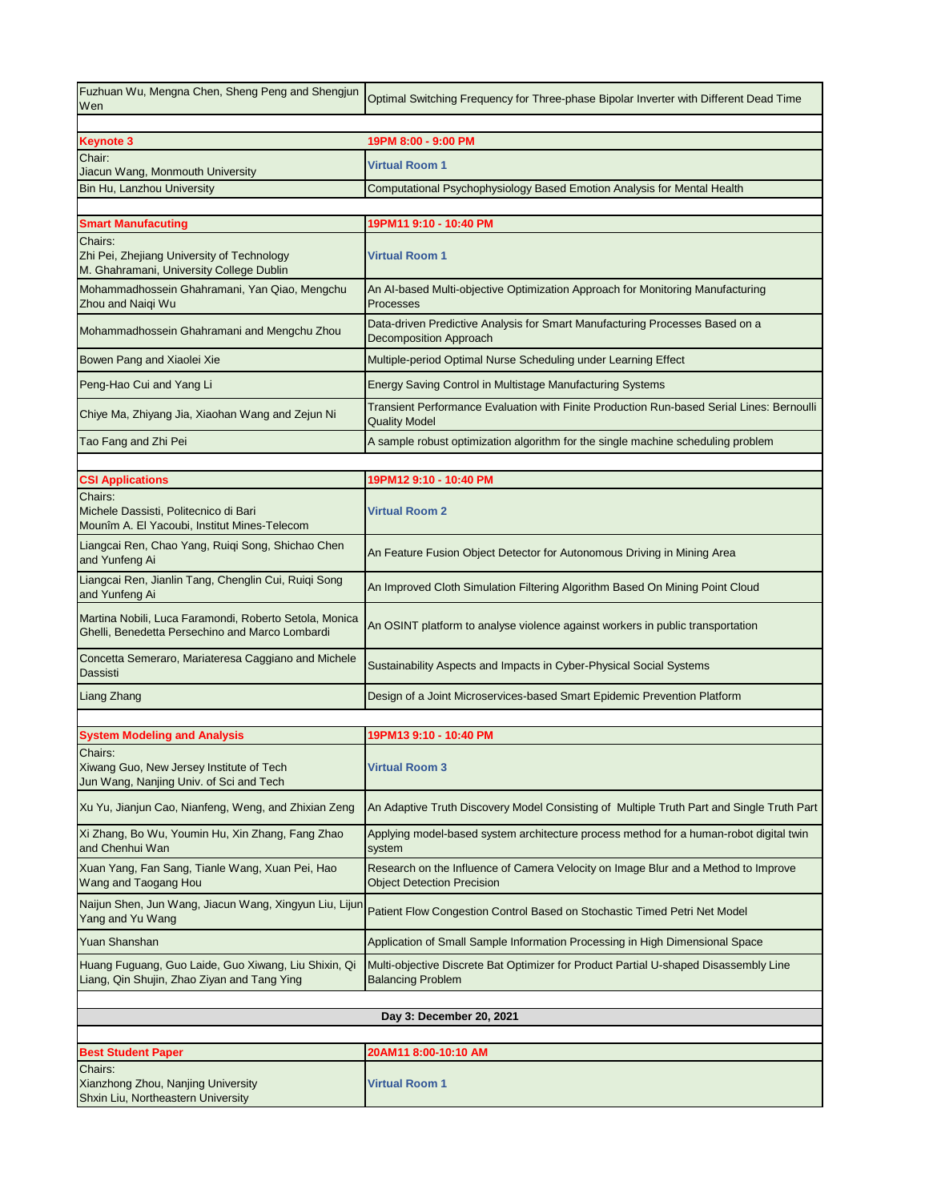| | |
|---|---|
| Fuzhuan Wu, Mengna Chen, Sheng Peng and Shengjun Wen | Optimal Switching Frequency for Three-phase Bipolar Inverter with Different Dead Time |
| | |
| **Keynote 3** | **19PM 8:00 - 9:00 PM** |
| Chair: Jiacun Wang, Monmouth University | **Virtual Room 1** |
| Bin Hu, Lanzhou University | Computational Psychophysiology Based Emotion Analysis for Mental Health |
| | |
| **Smart Manufacuting** | **19PM11 9:10 - 10:40 PM** |
| Chairs: Zhi Pei, Zhejiang University of Technology M. Ghahramani, University College Dublin | **Virtual Room 1** |
| Mohammadhossein Ghahramani, Yan Qiao, Mengchu Zhou and Naiqi Wu | An AI-based Multi-objective Optimization Approach for Monitoring Manufacturing Processes |
| Mohammadhossein Ghahramani and Mengchu Zhou | Data-driven Predictive Analysis for Smart Manufacturing Processes Based on a Decomposition Approach |
| Bowen Pang and Xiaolei Xie | Multiple-period Optimal Nurse Scheduling under Learning Effect |
| Peng-Hao Cui and Yang Li | Energy Saving Control in Multistage Manufacturing Systems |
| Chiye Ma, Zhiyang Jia, Xiaohan Wang and Zejun Ni | Transient Performance Evaluation with Finite Production Run-based Serial Lines: Bernoulli Quality Model |
| Tao Fang and Zhi Pei | A sample robust optimization algorithm for the single machine scheduling problem |
| | |
| **CSI Applications** | **19PM12 9:10 - 10:40 PM** |
| Chairs: Michele Dassisti, Politecnico di Bari Mounîm A. El Yacoubi, Institut Mines-Telecom | **Virtual Room 2** |
| Liangcai Ren, Chao Yang, Ruiqi Song, Shichao Chen and Yunfeng Ai | An Feature Fusion Object Detector for Autonomous Driving in Mining Area |
| Liangcai Ren, Jianlin Tang, Chenglin Cui, Ruiqi Song and Yunfeng Ai | An Improved Cloth Simulation Filtering Algorithm Based On Mining Point Cloud |
| Martina Nobili, Luca Faramondi, Roberto Setola, Monica Ghelli, Benedetta Persechino and Marco Lombardi | An OSINT platform to analyse violence against workers in public transportation |
| Concetta Semeraro, Mariateresa Caggiano and Michele Dassisti | Sustainability Aspects and Impacts in Cyber-Physical Social Systems |
| Liang Zhang | Design of a Joint Microservices-based Smart Epidemic Prevention Platform |
| | |
| **System Modeling and Analysis** | **19PM13 9:10 - 10:40 PM** |
| Chairs: Xiwang Guo, New Jersey Institute of Tech Jun Wang, Nanjing Univ. of Sci and Tech | **Virtual Room 3** |
| Xu Yu, Jianjun Cao, Nianfeng, Weng, and Zhixian Zeng | An Adaptive Truth Discovery Model Consisting of Multiple Truth Part and Single Truth Part |
| Xi Zhang, Bo Wu, Youmin Hu, Xin Zhang, Fang Zhao and Chenhui Wan | Applying model-based system architecture process method for a human-robot digital twin system |
| Xuan Yang, Fan Sang, Tianle Wang, Xuan Pei, Hao Wang and Taogang Hou | Research on the Influence of Camera Velocity on Image Blur and a Method to Improve Object Detection Precision |
| Naijun Shen, Jun Wang, Jiacun Wang, Xingyun Liu, Lijun Yang and Yu Wang | Patient Flow Congestion Control Based on Stochastic Timed Petri Net Model |
| Yuan Shanshan | Application of Small Sample Information Processing in High Dimensional Space |
| Huang Fuguang, Guo Laide, Guo Xiwang, Liu Shixin, Qi Liang, Qin Shujin, Zhao Ziyan and Tang Ying | Multi-objective Discrete Bat Optimizer for Product Partial U-shaped Disassembly Line Balancing Problem |
| | |
| **Day 3: December 20, 2021** | |
| | |
| **Best Student Paper** | **20AM11 8:00-10:10 AM** |
| Chairs: Xianzhong Zhou, Nanjing University Shxin Liu, Northeastern University | **Virtual Room 1** |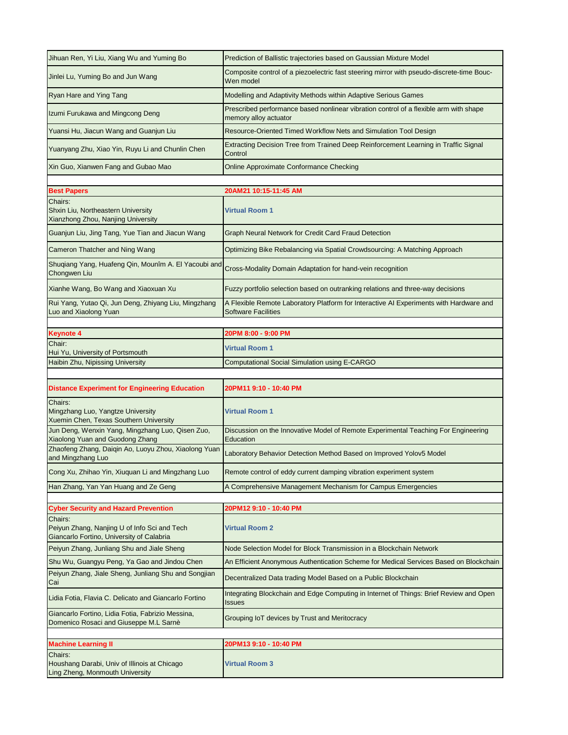| | |
|---|---|
| Jihuan Ren, Yi Liu, Xiang Wu and Yuming Bo | Prediction of Ballistic trajectories based on Gaussian Mixture Model |
| Jinlei Lu, Yuming Bo and Jun Wang | Composite control of a piezoelectric fast steering mirror with pseudo-discrete-time Bouc-Wen model |
| Ryan Hare and Ying Tang | Modelling and Adaptivity Methods within Adaptive Serious Games |
| Izumi Furukawa and Mingcong Deng | Prescribed performance based nonlinear vibration control of a flexible arm with shape memory alloy actuator |
| Yuansi Hu, Jiacun Wang and Guanjun Liu | Resource-Oriented Timed Workflow Nets and Simulation Tool Design |
| Yuanyang Zhu, Xiao Yin, Ruyu Li and Chunlin Chen | Extracting Decision Tree from Trained Deep Reinforcement Learning in Traffic Signal Control |
| Xin Guo, Xianwen Fang and Gubao Mao | Online Approximate Conformance Checking |
| | |
| **Best Papers** | **20AM21 10:15-11:45 AM** |
| Chairs:<br>Shxin Liu, Northeastern University<br>Xianzhong Zhou, Nanjing University | **Virtual Room 1** |
| Guanjun Liu, Jing Tang, Yue Tian and Jiacun Wang | Graph Neural Network for Credit Card Fraud Detection |
| Cameron Thatcher and Ning Wang | Optimizing Bike Rebalancing via Spatial Crowdsourcing: A Matching Approach |
| Shuqiang Yang, Huafeng Qin, Mounîm A. El Yacoubi and Chongwen Liu | Cross-Modality Domain Adaptation for hand-vein recognition |
| Xianhe Wang, Bo Wang and Xiaoxuan Xu | Fuzzy portfolio selection based on outranking relations and three-way decisions |
| Rui Yang, Yutao Qi, Jun Deng, Zhiyang Liu, Mingzhang Luo and Xiaolong Yuan | A Flexible Remote Laboratory Platform for Interactive AI Experiments with Hardware and Software Facilities |
| | |
| **Keynote 4** | **20PM 8:00 - 9:00 PM** |
| Chair:<br>Hui Yu, University of Portsmouth | **Virtual Room 1** |
| Haibin Zhu, Nipissing University | Computational Social Simulation using E-CARGO |
| | |
| **Distance Experiment for Engineering Education** | **20PM11 9:10 - 10:40 PM** |
| Chairs:<br>Mingzhang Luo, Yangtze University<br>Xuemin Chen, Texas Southern University | **Virtual Room 1** |
| Jun Deng, Wenxin Yang, Mingzhang Luo, Qisen Zuo, Xiaolong Yuan and Guodong Zhang | Discussion on the Innovative Model of Remote Experimental Teaching For Engineering Education |
| Zhaofeng Zhang, Daiqin Ao, Luoyu Zhou, Xiaolong Yuan and Mingzhang Luo | Laboratory Behavior Detection Method Based on Improved Yolov5 Model |
| Cong Xu, Zhihao Yin, Xiuquan Li and Mingzhang Luo | Remote control of eddy current damping vibration experiment system |
| Han Zhang, Yan Yan Huang and Ze Geng | A Comprehensive Management Mechanism for Campus Emergencies |
| | |
| **Cyber Security and Hazard Prevention** | **20PM12 9:10 - 10:40 PM** |
| Chairs:<br>Peiyun Zhang, Nanjing U of Info Sci and Tech<br>Giancarlo Fortino, University of Calabria | **Virtual Room 2** |
| Peiyun Zhang, Junliang Shu and Jiale Sheng | Node Selection Model for Block Transmission in a Blockchain Network |
| Shu Wu, Guangyu Peng, Ya Gao and Jindou Chen | An Efficient Anonymous Authentication Scheme for Medical Services Based on Blockchain |
| Peiyun Zhang, Jiale Sheng, Junliang Shu and Songjian Cai | Decentralized Data trading Model Based on a Public Blockchain |
| Lidia Fotia, Flavia C. Delicato and Giancarlo Fortino | Integrating Blockchain and Edge Computing in Internet of Things: Brief Review and Open Issues |
| Giancarlo Fortino, Lidia Fotia, Fabrizio Messina, Domenico Rosaci and Giuseppe M.L Sarnè | Grouping IoT devices by Trust and Meritocracy |
| | |
| **Machine Learning II** | **20PM13 9:10 - 10:40 PM** |
| Chairs:<br>Houshang Darabi, Univ of Illinois at Chicago<br>Ling Zheng, Monmouth University | **Virtual Room 3** |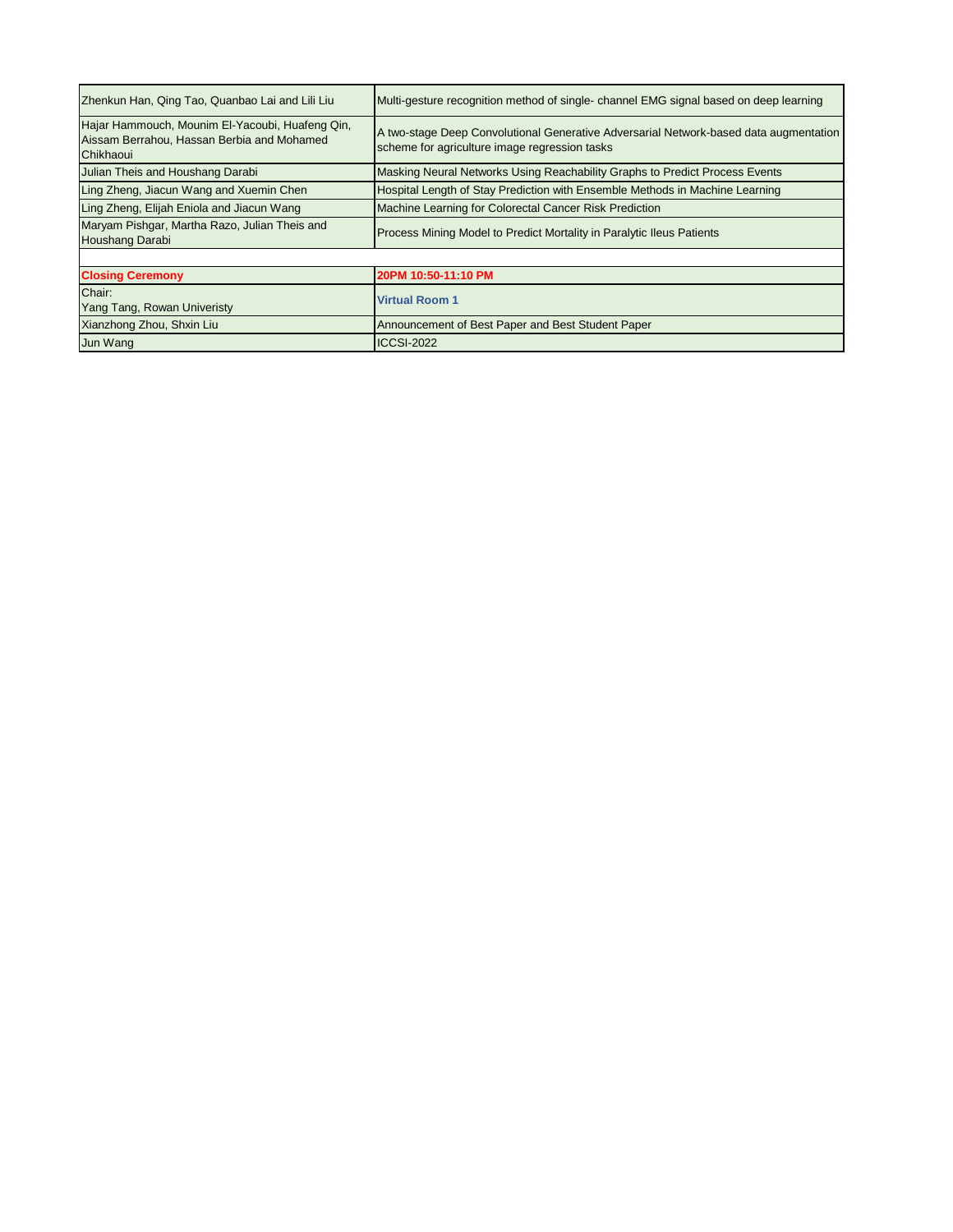| | |
|---|---|
| Zhenkun Han, Qing Tao, Quanbao Lai and Lili Liu | Multi-gesture recognition method of single- channel EMG signal based on deep learning |
| Hajar Hammouch, Mounim El-Yacoubi, Huafeng Qin, Aissam Berrahou, Hassan Berbia and Mohamed Chikhaoui | A two-stage Deep Convolutional Generative Adversarial Network-based data augmentation scheme for agriculture image regression tasks |
| Julian Theis and Houshang Darabi | Masking Neural Networks Using Reachability Graphs to Predict Process Events |
| Ling Zheng, Jiacun Wang and Xuemin Chen | Hospital Length of Stay Prediction with Ensemble Methods in Machine Learning |
| Ling Zheng, Elijah Eniola and Jiacun Wang | Machine Learning for Colorectal Cancer Risk Prediction |
| Maryam Pishgar, Martha Razo, Julian Theis and Houshang Darabi | Process Mining Model to Predict Mortality in Paralytic Ileus Patients |
| | |
| **Closing Ceremony** | **20PM 10:50-11:10 PM** |
| Chair:<br>Yang Tang, Rowan Univeristy | **Virtual Room 1** |
| Xianzhong Zhou, Shxin Liu | Announcement of Best Paper and Best Student Paper |
| Jun Wang | ICCSI-2022 |